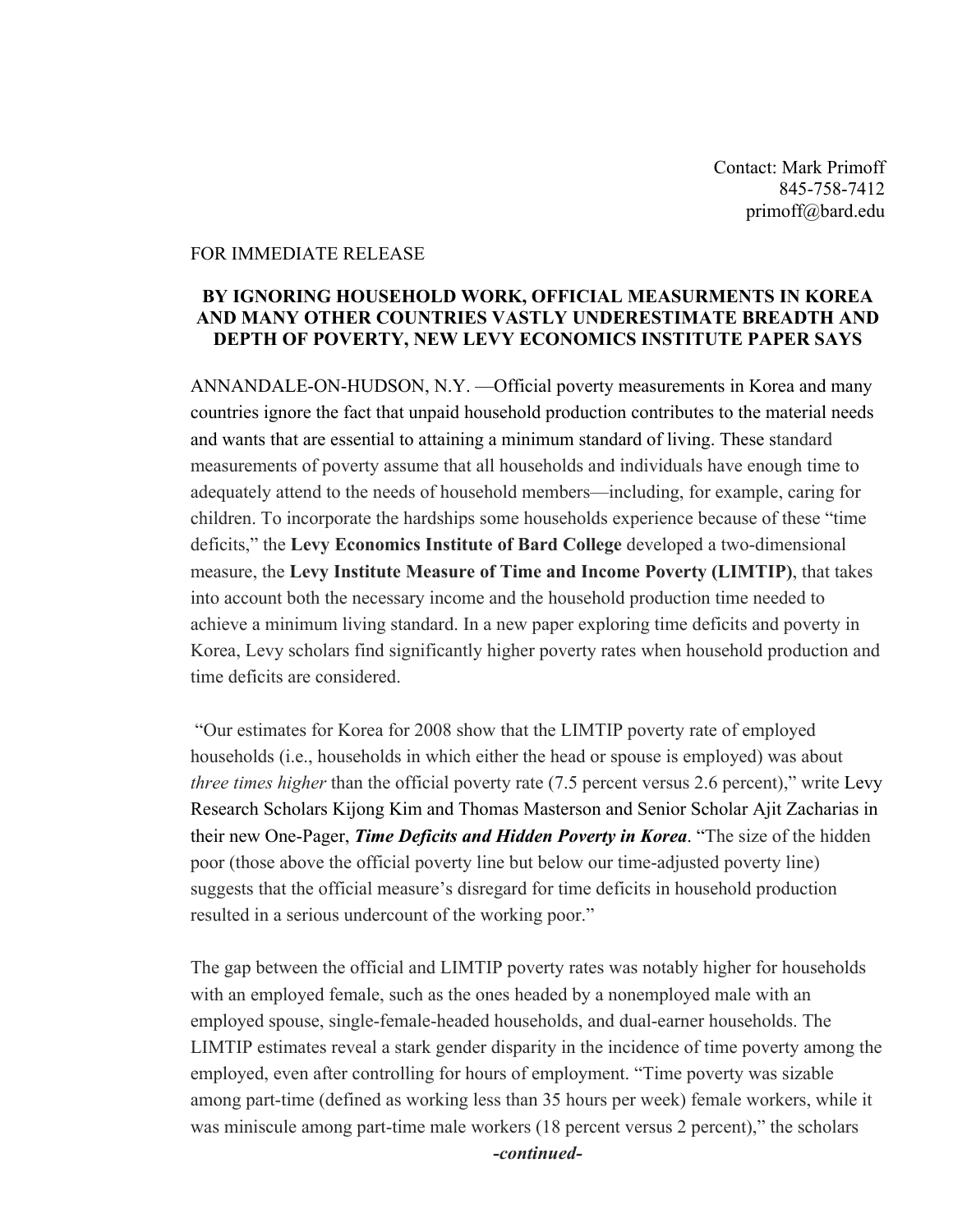Contact: Mark Primoff
845-758-7412
primoff@bard.edu

FOR IMMEDIATE RELEASE

**BY IGNORING HOUSEHOLD WORK, OFFICIAL MEASURMENTS IN KOREA AND MANY OTHER COUNTRIES VASTLY UNDERESTIMATE BREADTH AND DEPTH OF POVERTY, NEW LEVY ECONOMICS INSTITUTE PAPER SAYS**

ANNANDALE-ON-HUDSON, N.Y. —Official poverty measurements in Korea and many countries ignore the fact that unpaid household production contributes to the material needs and wants that are essential to attaining a minimum standard of living. These standard measurements of poverty assume that all households and individuals have enough time to adequately attend to the needs of household members—including, for example, caring for children. To incorporate the hardships some households experience because of these "time deficits," the **Levy Economics Institute of Bard College** developed a two-dimensional measure, the **Levy Institute Measure of Time and Income Poverty (LIMTIP)**, that takes into account both the necessary income and the household production time needed to achieve a minimum living standard. In a new paper exploring time deficits and poverty in Korea, Levy scholars find significantly higher poverty rates when household production and time deficits are considered.

"Our estimates for Korea for 2008 show that the LIMTIP poverty rate of employed households (i.e., households in which either the head or spouse is employed) was about *three times higher* than the official poverty rate (7.5 percent versus 2.6 percent)," write Levy Research Scholars Kijong Kim and Thomas Masterson and Senior Scholar Ajit Zacharias in their new One-Pager, ***Time Deficits and Hidden Poverty in Korea***. "The size of the hidden poor (those above the official poverty line but below our time-adjusted poverty line) suggests that the official measure's disregard for time deficits in household production resulted in a serious undercount of the working poor."

The gap between the official and LIMTIP poverty rates was notably higher for households with an employed female, such as the ones headed by a nonemployed male with an employed spouse, single-female-headed households, and dual-earner households. The LIMTIP estimates reveal a stark gender disparity in the incidence of time poverty among the employed, even after controlling for hours of employment. "Time poverty was sizable among part-time (defined as working less than 35 hours per week) female workers, while it was miniscule among part-time male workers (18 percent versus 2 percent)," the scholars

***-continued-***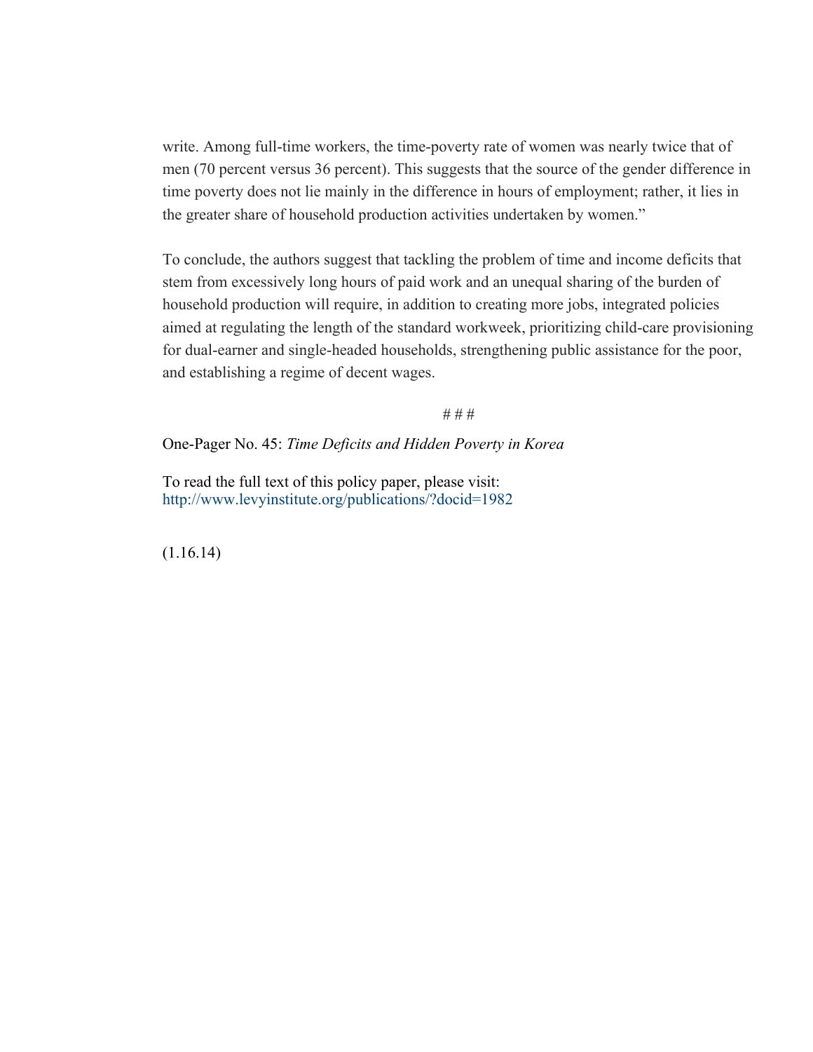write. Among full-time workers, the time-poverty rate of women was nearly twice that of men (70 percent versus 36 percent). This suggests that the source of the gender difference in time poverty does not lie mainly in the difference in hours of employment; rather, it lies in the greater share of household production activities undertaken by women."

To conclude, the authors suggest that tackling the problem of time and income deficits that stem from excessively long hours of paid work and an unequal sharing of the burden of household production will require, in addition to creating more jobs, integrated policies aimed at regulating the length of the standard workweek, prioritizing child-care provisioning for dual-earner and single-headed households, strengthening public assistance for the poor, and establishing a regime of decent wages.

# # #

One-Pager No. 45: *Time Deficits and Hidden Poverty in Korea*

To read the full text of this policy paper, please visit:
http://www.levyinstitute.org/publications/?docid=1982

(1.16.14)